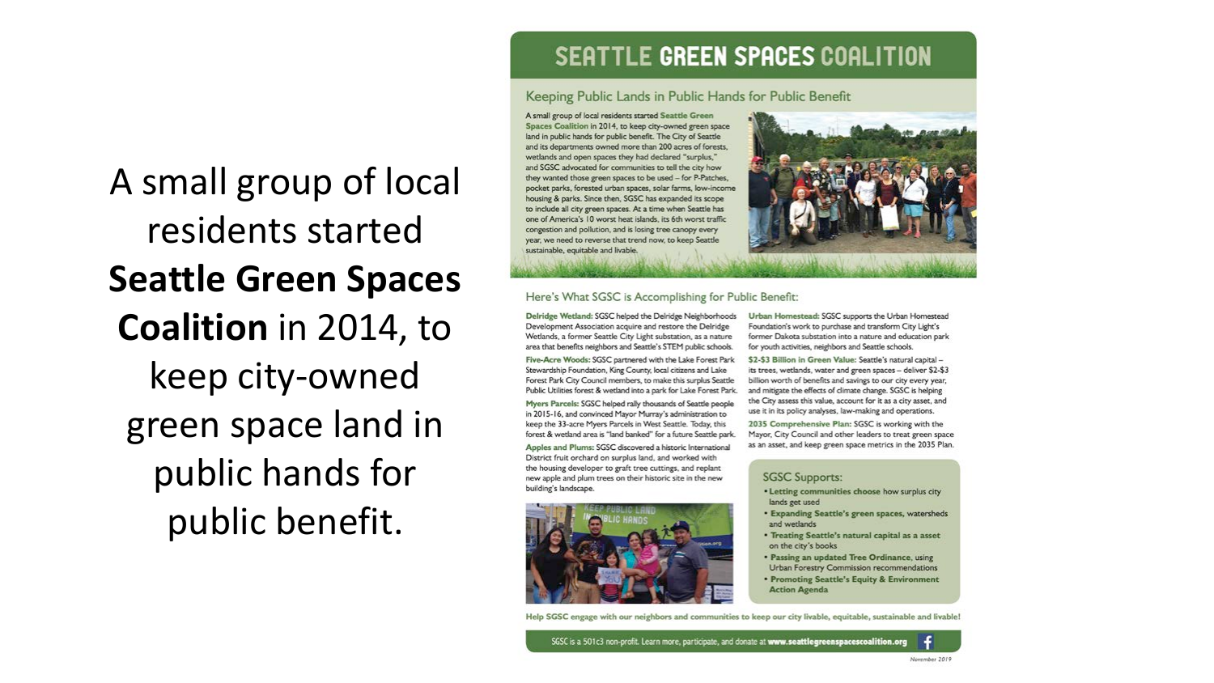A small group of local residents started **Seattle Green Spaces Coalition** in 2014, to keep city-owned green space land in public hands for public benefit.

# SEATTLE GREEN SPACES COALITION

## Keeping Public Lands in Public Hands for Public Benefit

A small group of local residents started **Seattle Green Spaces Coalition** in 2014, to keep city-owned green space land in public hands for public benefit. The City of Seattle and its departments owned more than 200 acres of forests, wetlands and open spaces they had declared "surplus," and SGSC advocated for communities to tell the city how they wanted those green spaces to be used – for P-Patches, pocket parks, forested urban spaces, solar farms, low-income housing & parks. Since then, SGSC has expanded its scope to include all city green spaces. At a time when Seattle has one of America's 10 worst heat islands, its 6th worst traffic congestion and pollution, and is losing tree canopy every year, we need to reverse that trend now, to keep Seattle sustainable, equitable and livable.

## Here's What SGSC is Accomplishing for Public Benefit:

**Delridge Wetland:** SGSC helped the Delridge Neighborhoods Development Association acquire and restore the Delridge Wetlands, a former Seattle City Light substation, as a nature area that benefits neighbors and Seattle's STEM public schools.

**Five-Acre Woods:** SGSC partnered with the Lake Forest Park Stewardship Foundation, King County, local citizens and Lake Forest Park City Council members, to make this surplus Seattle Public Utilities forest & wetland into a park for Lake Forest Park.

**Myers Parcels:** SGSC helped rally thousands of Seattle people in 2015-16, and convinced Mayor Murray's administration to keep the 33-acre Myers Parcels in West Seattle. Today, this forest & wetland area is "land banked" for a future Seattle park.

**Apples and Plums:** SGSC discovered a historic International District fruit orchard on surplus land, and worked with the housing developer to graft tree cuttings, and replant new apple and plum trees on their historic site in the new building's landscape.

**Urban Homestead:** SGSC supports the Urban Homestead Foundation's work to purchase and transform City Light's former Dakota substation into a nature and education park for youth activities, neighbors and Seattle schools.

**$2-$3 Billion in Green Value:** Seattle's natural capital – its trees, wetlands, water and green spaces – deliver $2-$3 billion worth of benefits and savings to our city every year, and mitigate the effects of climate change. SGSC is helping the City assess this value, account for it as a city asset, and use it in its policy analyses, law-making and operations.

**2035 Comprehensive Plan:** SGSC is working with the Mayor, City Council and other leaders to treat green space as an asset, and keep green space metrics in the 2035 Plan.

### SGSC Supports:

- **Letting communities choose** how surplus city lands get used
- **Expanding Seattle's green spaces,** watersheds and wetlands
- **Treating Seattle's natural capital as a asset** on the city's books
- **Passing an updated Tree Ordinance,** using Urban Forestry Commission recommendations
- **Promoting Seattle's Equity & Environment Action Agenda**

**Help SGSC engage with our neighbors and communities to keep our city livable, equitable, sustainable and livable!**

SGSC is a 501c3 non-profit. Learn more, participate, and donate at **www.seattlegreenspacescoalition.org**

*November 2019*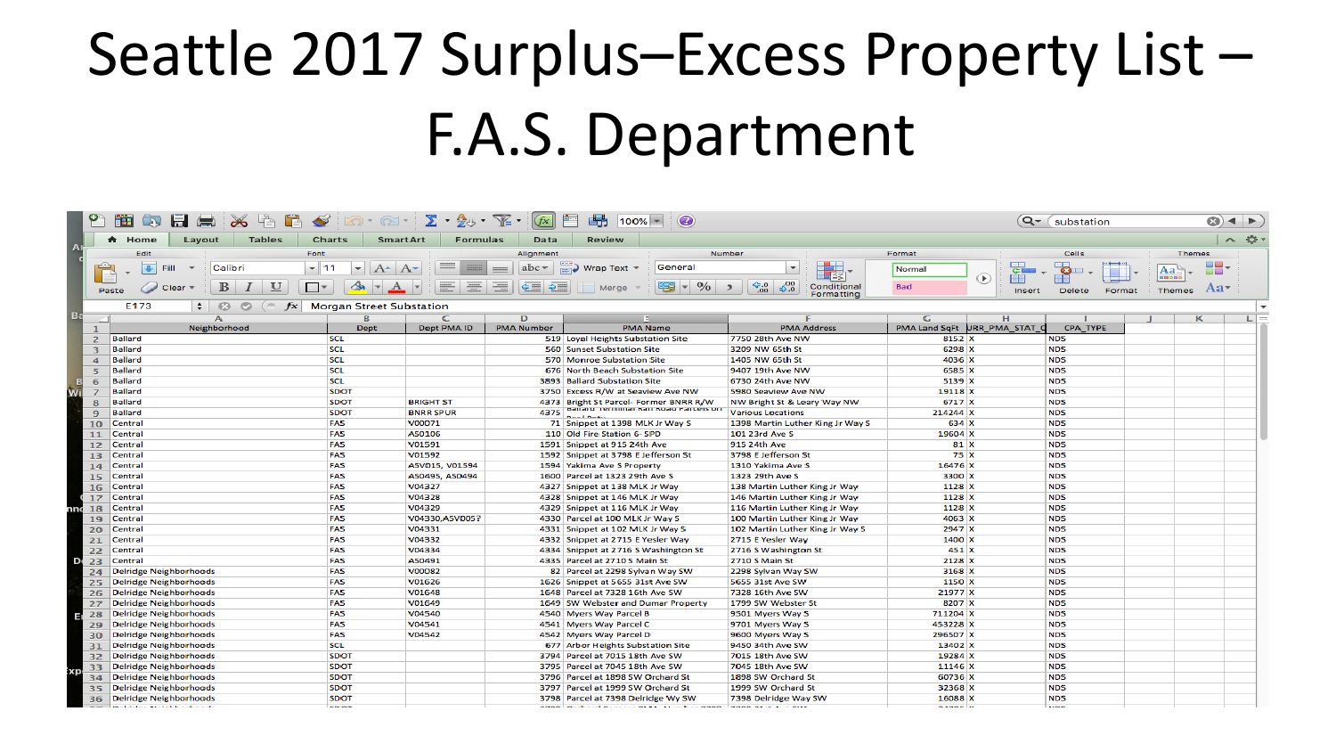# Seattle 2017 Surplus–Excess Property List – F.A.S. Department

| Neighborhood | Dept | Dept PMA ID | PMA Number | PMA Name | PMA Address | PMA Land SqFt | URR_PMA_STAT_C | CPA_TYPE |
|---|---|---|---|---|---|---|---|---|
| Ballard | SCL | | 519 | Loyal Heights Substation Site | 7750 28th Ave NW | 8152 | X | NDS |
| Ballard | SCL | | 560 | Sunset Substation Site | 3209 NW 65th St | 6298 | X | NDS |
| Ballard | SCL | | 570 | Monroe Substation Site | 1405 NW 65th St | 4036 | X | NDS |
| Ballard | SCL | | 676 | North Beach Substation Site | 9407 19th Ave NW | 6585 | X | NDS |
| Ballard | SCL | | 3893 | Ballard Substation Site | 6730 24th Ave NW | 5139 | X | NDS |
| Ballard | SDOT | | 3750 | Excess R/W at Seaview Ave NW | 5980 Seaview Ave NW | 19118 | X | NDS |
| Ballard | SDOT | BRIGHT ST | 4373 | Bright St Parcel- Former BNRR R/W | NW Bright St & Leary Way NW | 6717 | X | NDS |
| Ballard | SDOT | BNRR SPUR | 4375 | Ballard Terminal Rail Road Parcels on Pool Parts | Various Locations | 214244 | X | NDS |
| Central | FAS | V00071 | 71 | Snippet at 1398 MLK Jr Way S | 1398 Martin Luther King Jr Way S | 634 | X | NDS |
| Central | FAS | A50106 | 110 | Old Fire Station 6- SPD | 101 23rd Ave S | 19604 | X | NDS |
| Central | FAS | V01591 | 1591 | Snippet at 915 24th Ave | 915 24th Ave | 81 | X | NDS |
| Central | FAS | V01592 | 1592 | Snippet at 3798 E Jefferson St | 3798 E Jefferson St | 75 | X | NDS |
| Central | FAS | A5VD15, V01594 | 1594 | Yakima Ave S Property | 1310 Yakima Ave S | 16476 | X | NDS |
| Central | FAS | A50495, A50494 | 1600 | Parcel at 1323 29th Ave S | 1323 29th Ave S | 3300 | X | NDS |
| Central | FAS | V04327 | 4327 | Snippet at 138 MLK Jr Way | 138 Martin Luther King Jr Way | 1128 | X | NDS |
| Central | FAS | V04328 | 4328 | Snippet at 146 MLK Jr Way | 146 Martin Luther King Jr Way | 1128 | X | NDS |
| Central | FAS | V04329 | 4329 | Snippet at 116 MLK Jr Way | 116 Martin Luther King Jr Way | 1128 | X | NDS |
| Central | FAS | V04330,A5V005? | 4330 | Parcel at 100 MLK Jr Way S | 100 Martin Luther King Jr Way | 4063 | X | NDS |
| Central | FAS | V04331 | 4331 | Snippet at 102 MLK Jr Way S | 102 Martin Luther King Jr Way S | 2947 | X | NDS |
| Central | FAS | V04332 | 4332 | Snippet at 2715 E Yesler Way | 2715 E Yesler Way | 1400 | X | NDS |
| Central | FAS | V04334 | 4334 | Snippet at 2716 S Washington St | 2716 S Washington St | 451 | X | NDS |
| Central | FAS | A50491 | 4335 | Parcel at 2710 S Main St | 2710 S Main St | 2128 | X | NDS |
| Delridge Neighborhoods | FAS | V00082 | 82 | Parcel at 2298 Sylvan Way SW | 2298 Sylvan Way SW | 3168 | X | NDS |
| Delridge Neighborhoods | FAS | V01626 | 1626 | Snippet at 5655 31st Ave SW | 5655 31st Ave SW | 1150 | X | NDS |
| Delridge Neighborhoods | FAS | V01648 | 1648 | Parcel at 7328 16th Ave SW | 7328 16th Ave SW | 21977 | X | NDS |
| Delridge Neighborhoods | FAS | V01649 | 1649 | SW Webster and Dumar Property | 1799 SW Webster St | 8207 | X | NDS |
| Delridge Neighborhoods | FAS | V04540 | 4540 | Myers Way Parcel B | 9501 Myers Way S | 711204 | X | NDS |
| Delridge Neighborhoods | FAS | V04541 | 4541 | Myers Way Parcel C | 9701 Myers Way S | 453228 | X | NDS |
| Delridge Neighborhoods | FAS | V04542 | 4542 | Myers Way Parcel D | 9600 Myers Way S | 296507 | X | NDS |
| Delridge Neighborhoods | SCL | | 677 | Arbor Heights Substation Site | 9450 34th Ave SW | 13402 | X | NDS |
| Delridge Neighborhoods | SDOT | | 3794 | Parcel at 7015 18th Ave SW | 7015 18th Ave SW | 19284 | X | NDS |
| Delridge Neighborhoods | SDOT | | 3795 | Parcel at 7045 18th Ave SW | 7045 18th Ave SW | 11146 | X | NDS |
| Delridge Neighborhoods | SDOT | | 3796 | Parcel at 1898 SW Orchard St | 1898 SW Orchard St | 60736 | X | NDS |
| Delridge Neighborhoods | SDOT | | 3797 | Parcel at 1999 SW Orchard St | 1999 SW Orchard St | 32368 | X | NDS |
| Delridge Neighborhoods | SDOT | | 3798 | Parcel at 7398 Delridge Wy SW | 7398 Delridge Way SW | 16088 | X | NDS |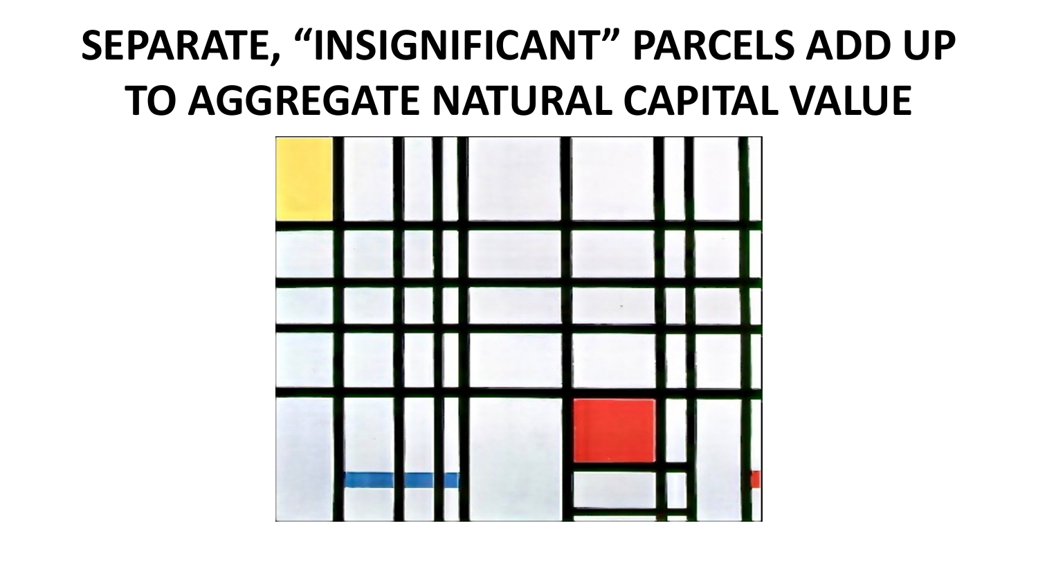# SEPARATE, "INSIGNIFICANT" PARCELS ADD UP TO AGGREGATE NATURAL CAPITAL VALUE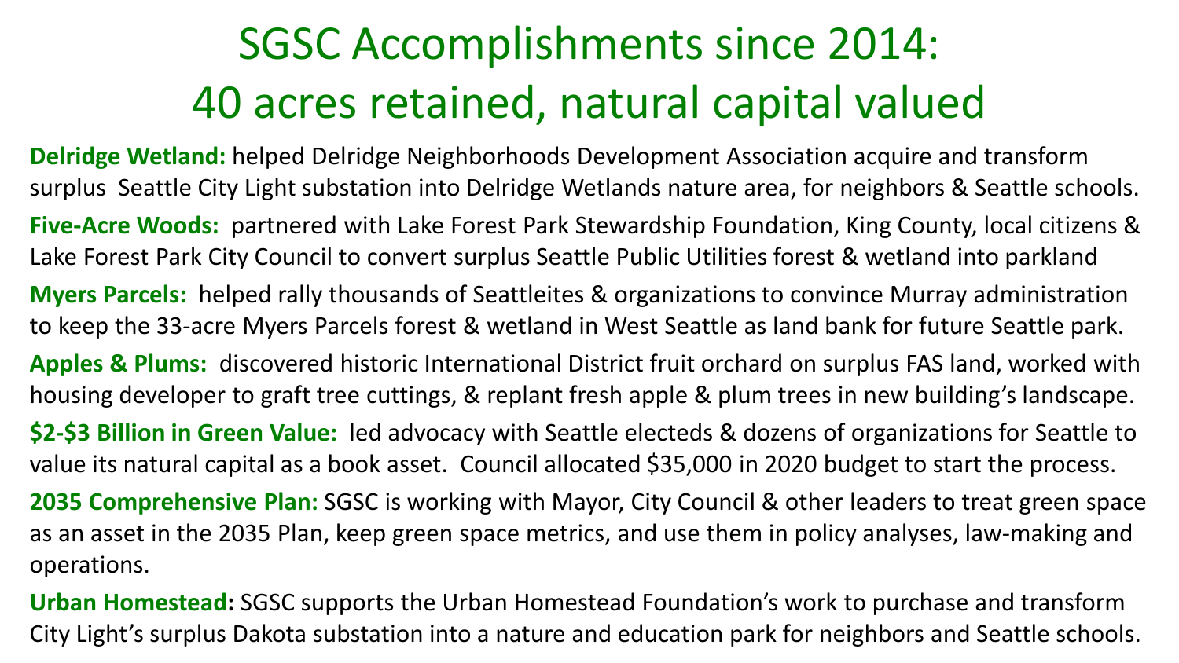# SGSC Accomplishments since 2014: 40 acres retained, natural capital valued

**Delridge Wetland:** helped Delridge Neighborhoods Development Association acquire and transform surplus Seattle City Light substation into Delridge Wetlands nature area, for neighbors & Seattle schools.

**Five-Acre Woods:** partnered with Lake Forest Park Stewardship Foundation, King County, local citizens & Lake Forest Park City Council to convert surplus Seattle Public Utilities forest & wetland into parkland

**Myers Parcels:** helped rally thousands of Seattleites & organizations to convince Murray administration to keep the 33-acre Myers Parcels forest & wetland in West Seattle as land bank for future Seattle park.

**Apples & Plums:** discovered historic International District fruit orchard on surplus FAS land, worked with housing developer to graft tree cuttings, & replant fresh apple & plum trees in new building's landscape.

**$2-$3 Billion in Green Value:** led advocacy with Seattle electeds & dozens of organizations for Seattle to value its natural capital as a book asset. Council allocated $35,000 in 2020 budget to start the process.

**2035 Comprehensive Plan:** SGSC is working with Mayor, City Council & other leaders to treat green space as an asset in the 2035 Plan, keep green space metrics, and use them in policy analyses, law-making and operations.

**Urban Homestead:** SGSC supports the Urban Homestead Foundation's work to purchase and transform City Light's surplus Dakota substation into a nature and education park for neighbors and Seattle schools.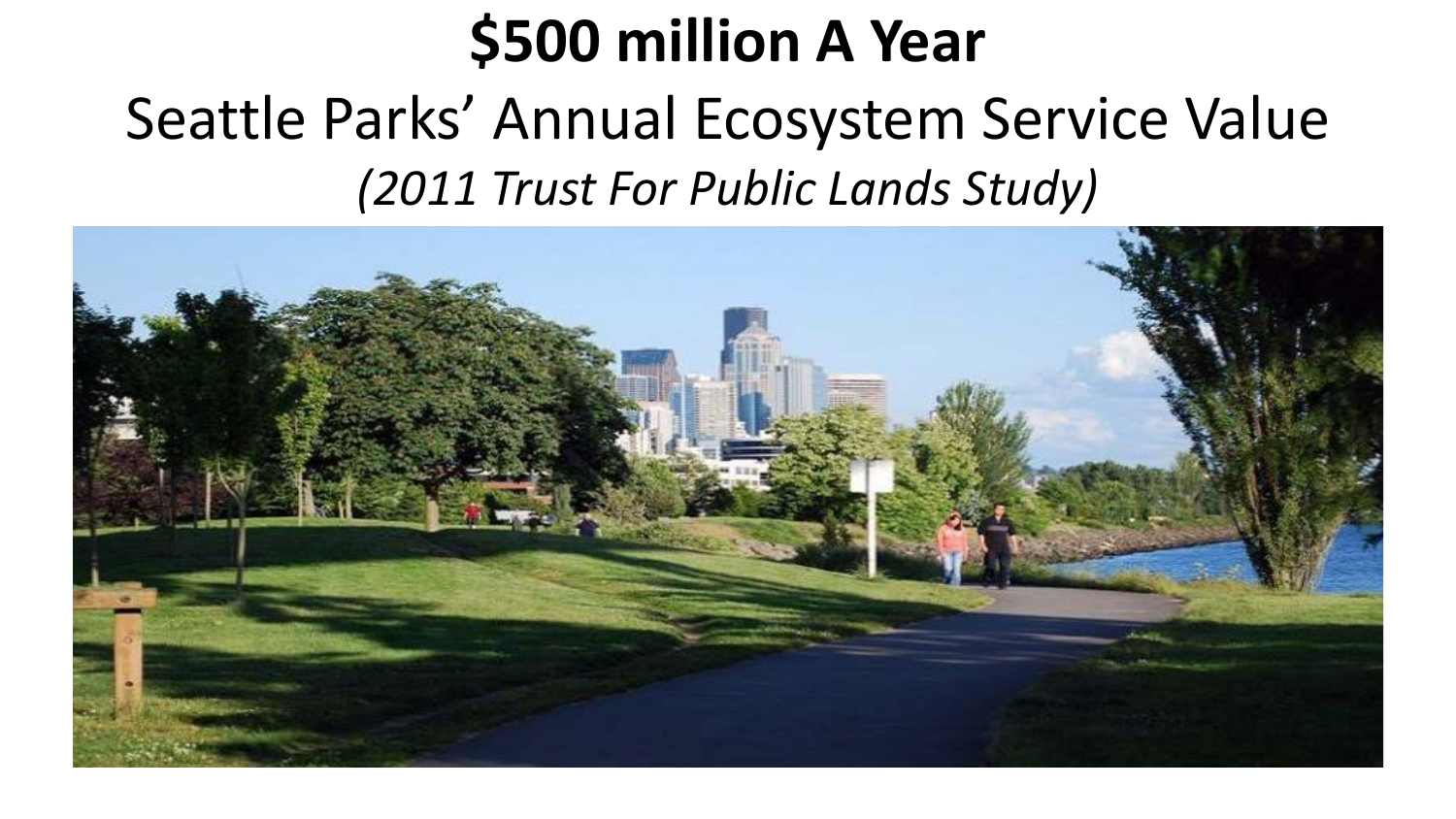# $500 million A Year

## Seattle Parks' Annual Ecosystem Service Value

*(2011 Trust For Public Lands Study)*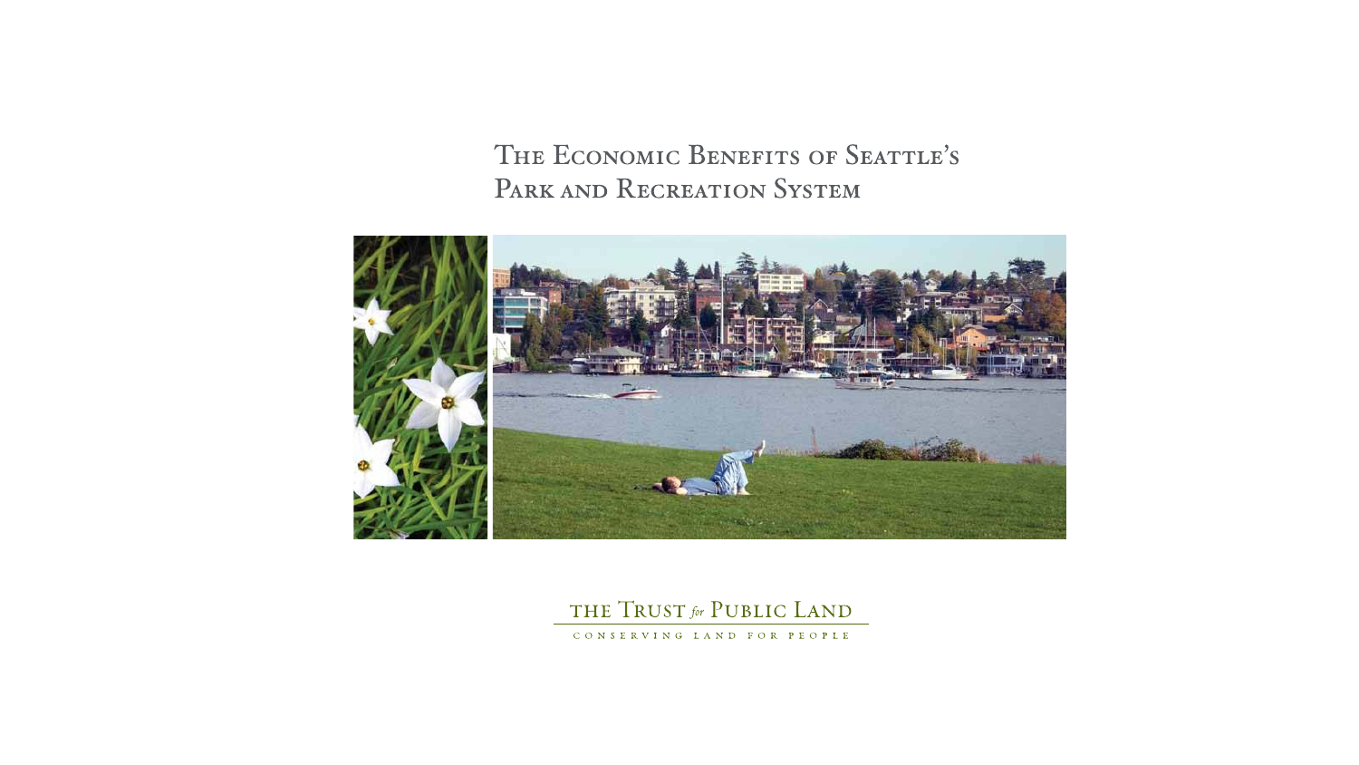# The Economic Benefits of Seattle's Park and Recreation System

The Trust *for* Public Land

CONSERVING LAND FOR PEOPLE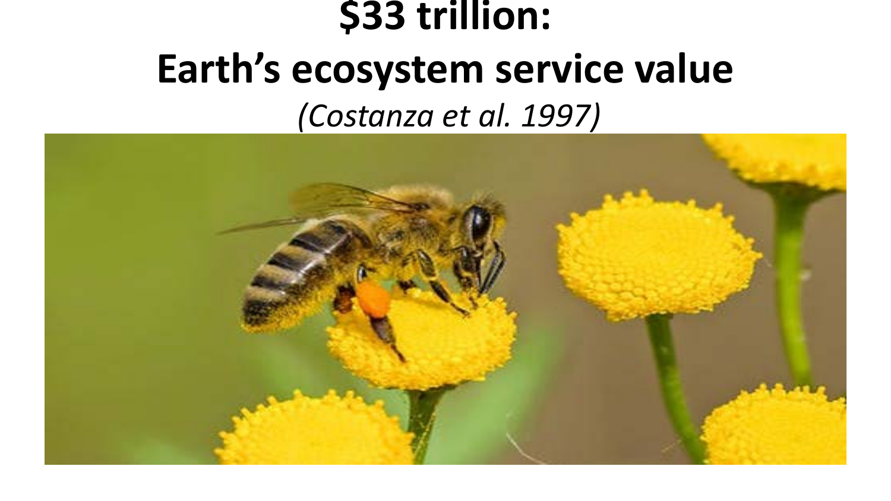# $33 trillion:
# Earth's ecosystem service value

*(Costanza et al. 1997)*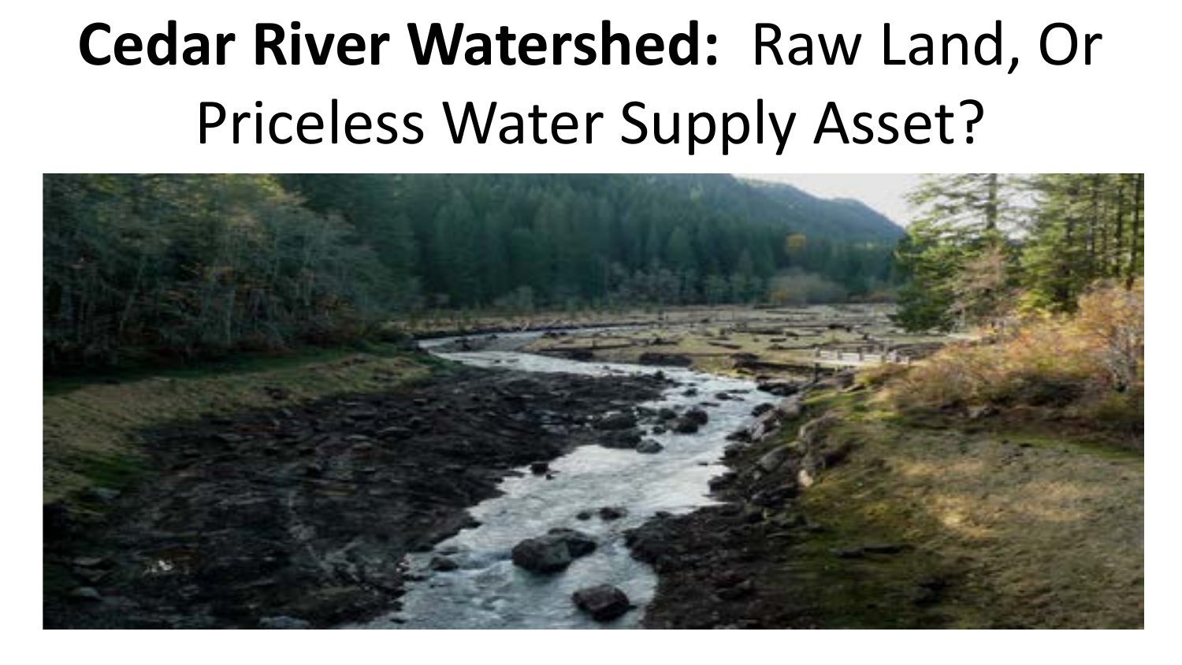# **Cedar River Watershed:** Raw Land, Or Priceless Water Supply Asset?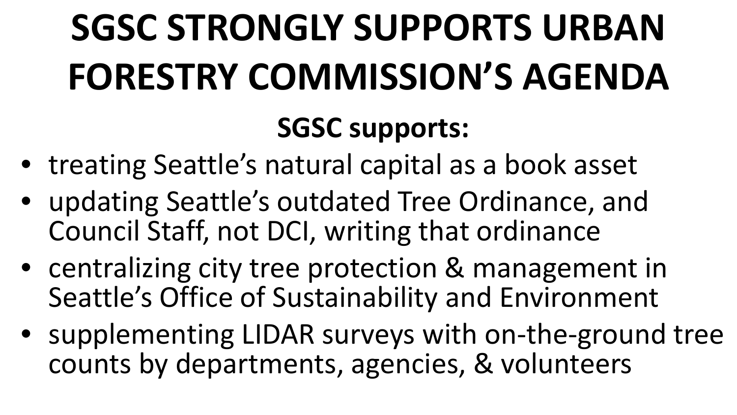# SGSC STRONGLY SUPPORTS URBAN FORESTRY COMMISSION'S AGENDA

## SGSC supports:

- treating Seattle's natural capital as a book asset
- updating Seattle's outdated Tree Ordinance, and Council Staff, not DCI, writing that ordinance
- centralizing city tree protection & management in Seattle's Office of Sustainability and Environment
- supplementing LIDAR surveys with on-the-ground tree counts by departments, agencies, & volunteers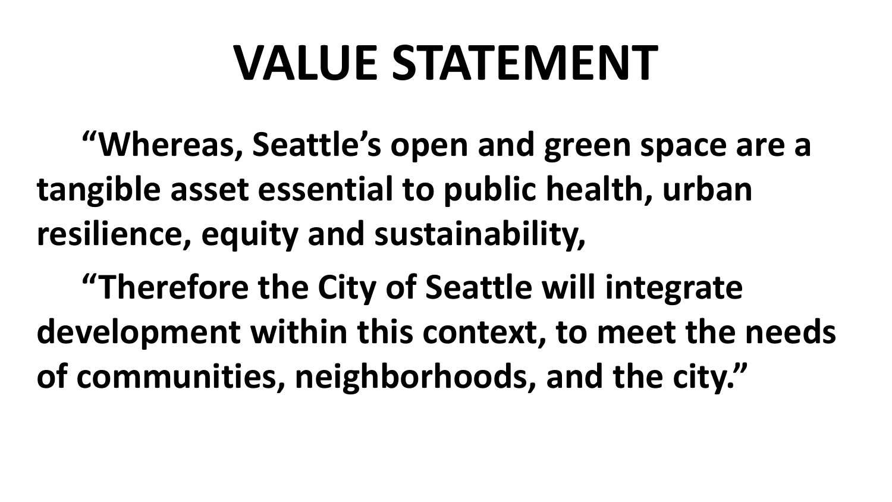# VALUE STATEMENT

**“Whereas, Seattle’s open and green space are a tangible asset essential to public health, urban resilience, equity and sustainability,**

**“Therefore the City of Seattle will integrate development within this context, to meet the needs of communities, neighborhoods, and the city.”**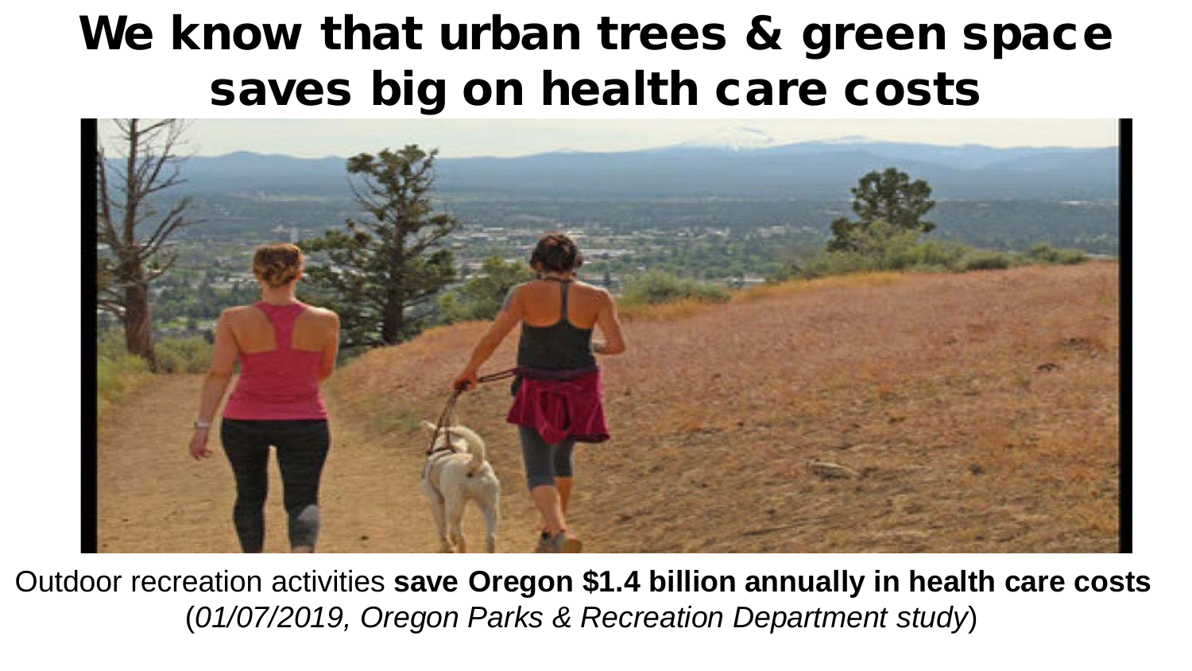# We know that urban trees & green space saves big on health care costs

Outdoor recreation activities **save Oregon $1.4 billion annually in health care costs** (*01/07/2019, Oregon Parks & Recreation Department study*)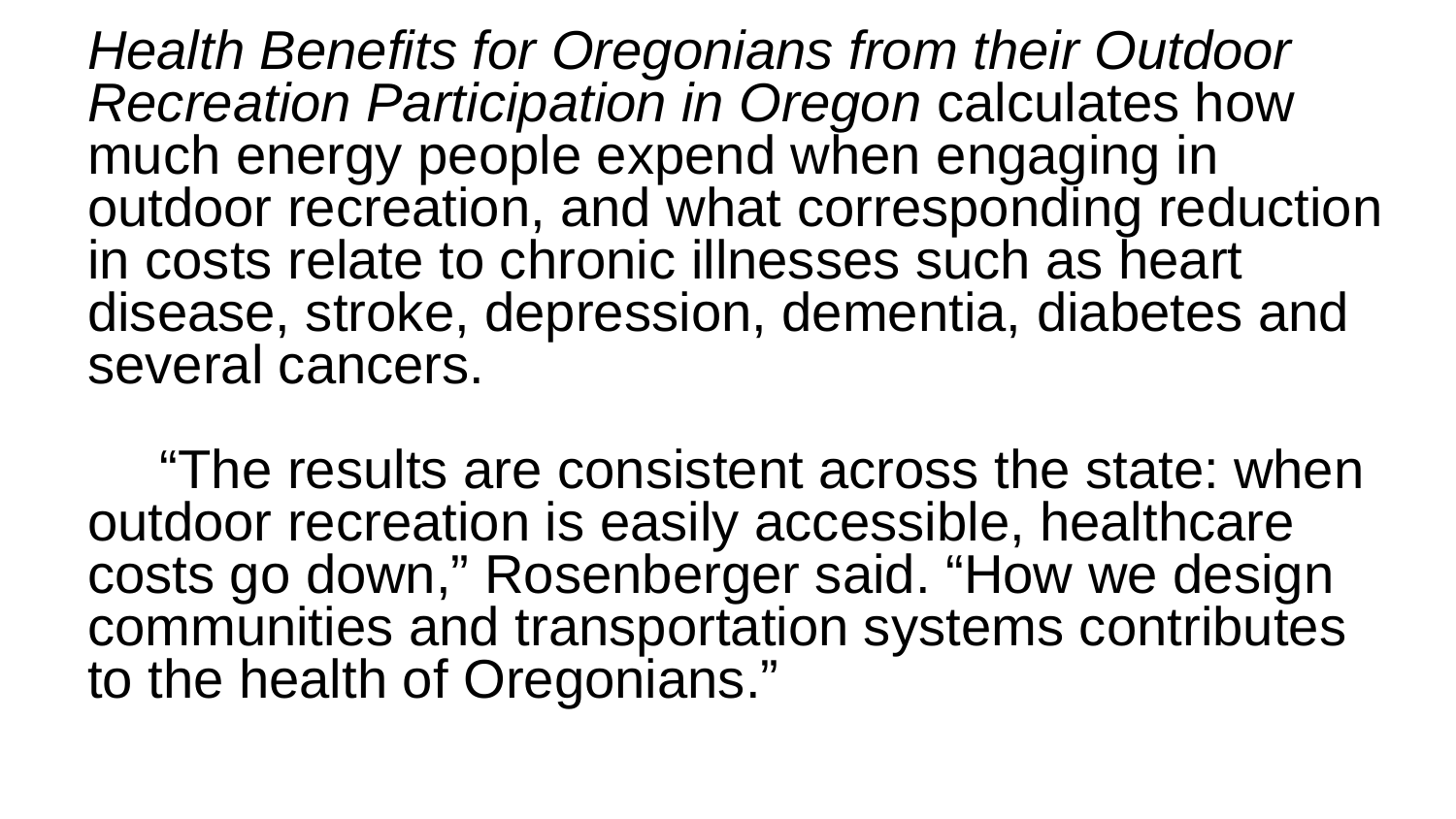*Health Benefits for Oregonians from their Outdoor Recreation Participation in Oregon* calculates how much energy people expend when engaging in outdoor recreation, and what corresponding reduction in costs relate to chronic illnesses such as heart disease, stroke, depression, dementia, diabetes and several cancers.

“The results are consistent across the state: when outdoor recreation is easily accessible, healthcare costs go down,” Rosenberger said. “How we design communities and transportation systems contributes to the health of Oregonians.”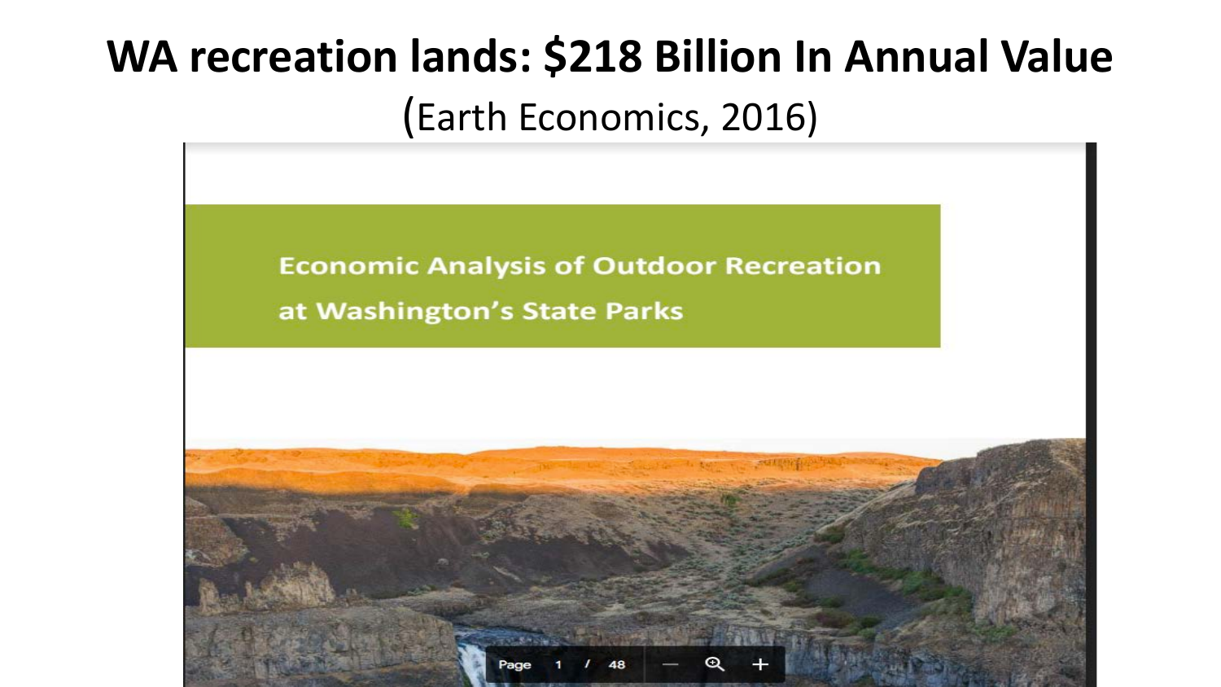# WA recreation lands: $218 Billion In Annual Value

(Earth Economics, 2016)

Economic Analysis of Outdoor Recreation at Washington's State Parks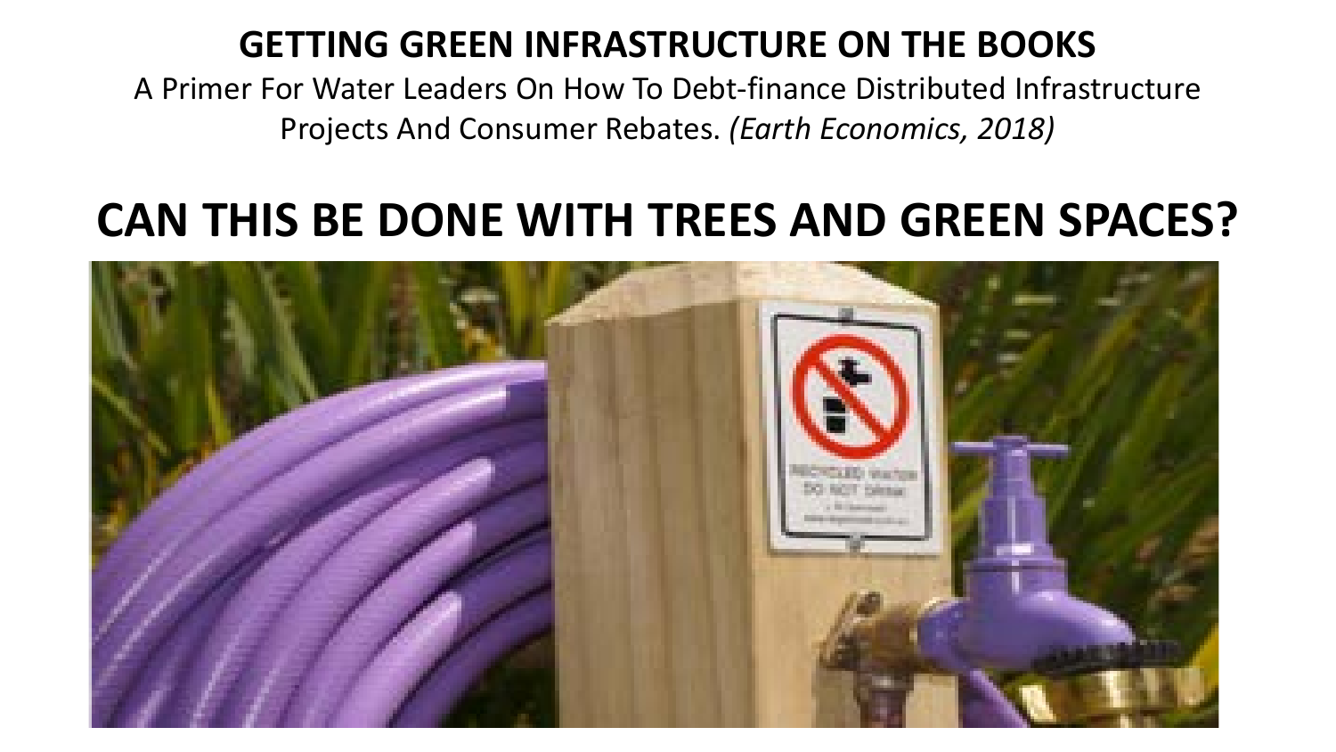# GETTING GREEN INFRASTRUCTURE ON THE BOOKS

A Primer For Water Leaders On How To Debt-finance Distributed Infrastructure Projects And Consumer Rebates. *(Earth Economics, 2018)*

## CAN THIS BE DONE WITH TREES AND GREEN SPACES?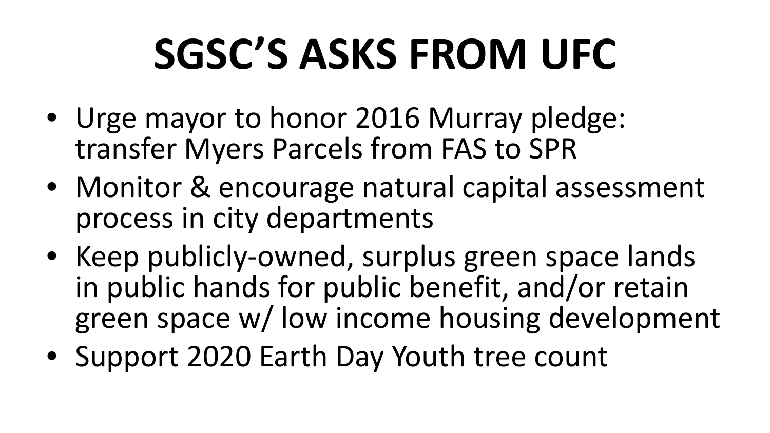# SGSC'S ASKS FROM UFC

- Urge mayor to honor 2016 Murray pledge: transfer Myers Parcels from FAS to SPR
- Monitor & encourage natural capital assessment process in city departments
- Keep publicly-owned, surplus green space lands in public hands for public benefit, and/or retain green space w/ low income housing development
- Support 2020 Earth Day Youth tree count